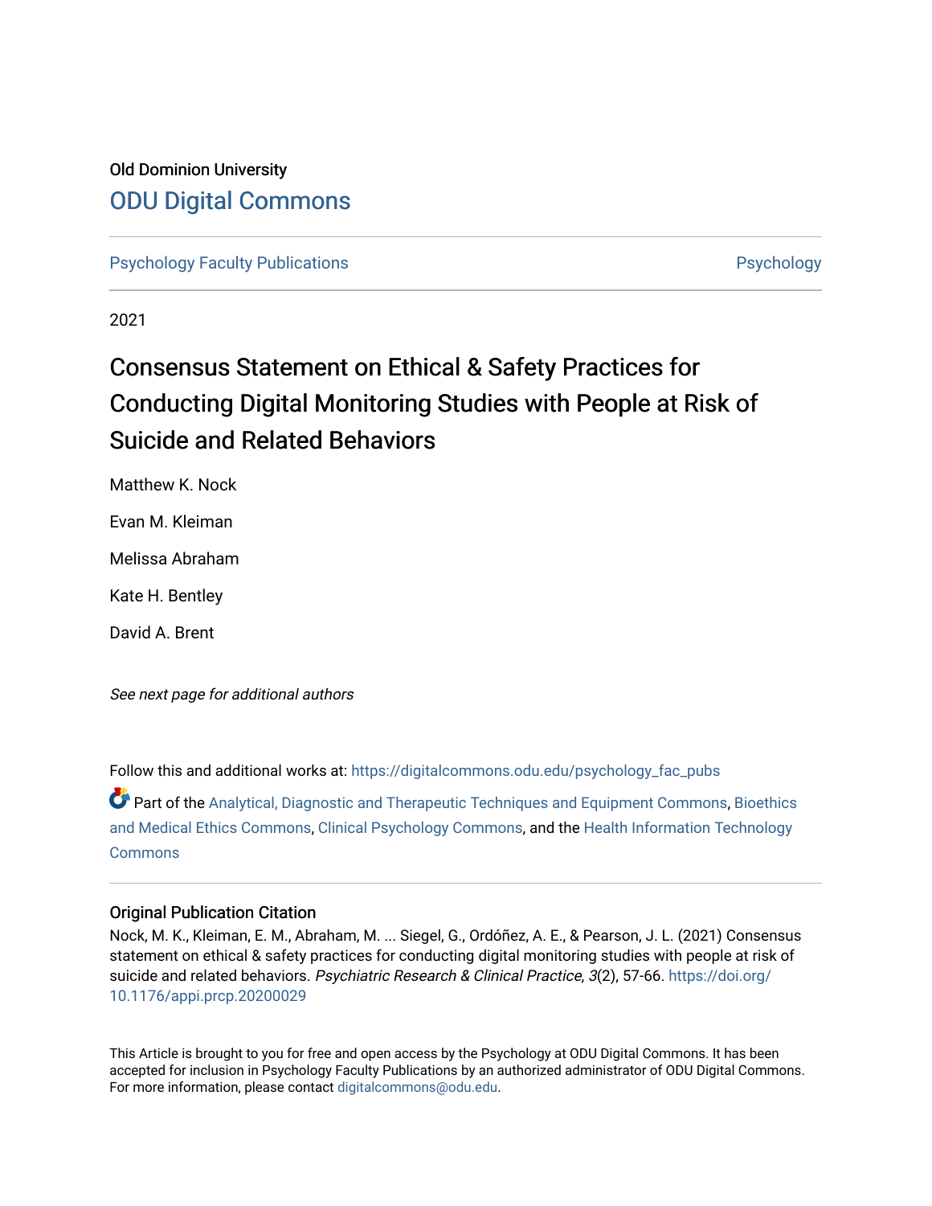Old Dominion University

# ODU Digital Commons

Psychology Faculty Publications | Psychology

2021

# Consensus Statement on Ethical & Safety Practices for Conducting Digital Monitoring Studies with People at Risk of Suicide and Related Behaviors

Matthew K. Nock

Evan M. Kleiman

Melissa Abraham

Kate H. Bentley

David A. Brent

*See next page for additional authors*

Follow this and additional works at: https://digitalcommons.odu.edu/psychology_fac_pubs

Part of the Analytical, Diagnostic and Therapeutic Techniques and Equipment Commons, Bioethics and Medical Ethics Commons, Clinical Psychology Commons, and the Health Information Technology Commons

## Original Publication Citation

Nock, M. K., Kleiman, E. M., Abraham, M. ... Siegel, G., Ordóñez, A. E., & Pearson, J. L. (2021) Consensus statement on ethical & safety practices for conducting digital monitoring studies with people at risk of suicide and related behaviors. *Psychiatric Research & Clinical Practice*, *3*(2), 57-66. https://doi.org/10.1176/appi.prcp.20200029

This Article is brought to you for free and open access by the Psychology at ODU Digital Commons. It has been accepted for inclusion in Psychology Faculty Publications by an authorized administrator of ODU Digital Commons. For more information, please contact digitalcommons@odu.edu.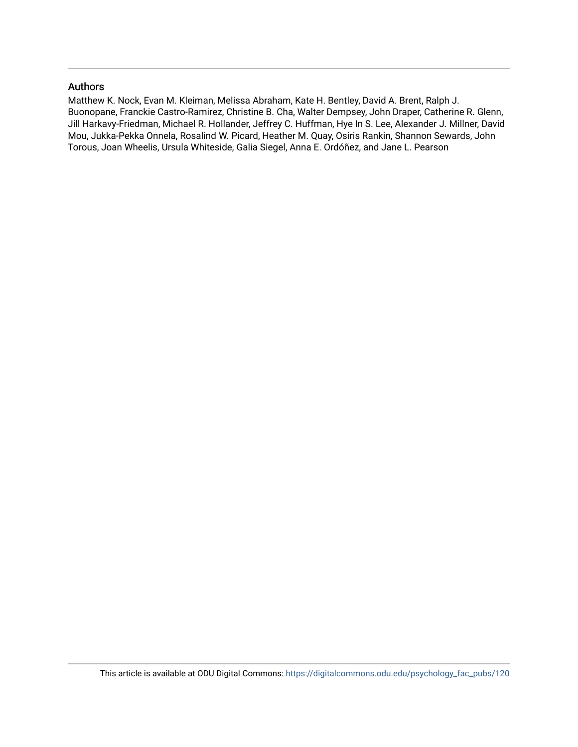## Authors

Matthew K. Nock, Evan M. Kleiman, Melissa Abraham, Kate H. Bentley, David A. Brent, Ralph J. Buonopane, Franckie Castro-Ramirez, Christine B. Cha, Walter Dempsey, John Draper, Catherine R. Glenn, Jill Harkavy-Friedman, Michael R. Hollander, Jeffrey C. Huffman, Hye In S. Lee, Alexander J. Millner, David Mou, Jukka-Pekka Onnela, Rosalind W. Picard, Heather M. Quay, Osiris Rankin, Shannon Sewards, John Torous, Joan Wheelis, Ursula Whiteside, Galia Siegel, Anna E. Ordóñez, and Jane L. Pearson

This article is available at ODU Digital Commons: https://digitalcommons.odu.edu/psychology_fac_pubs/120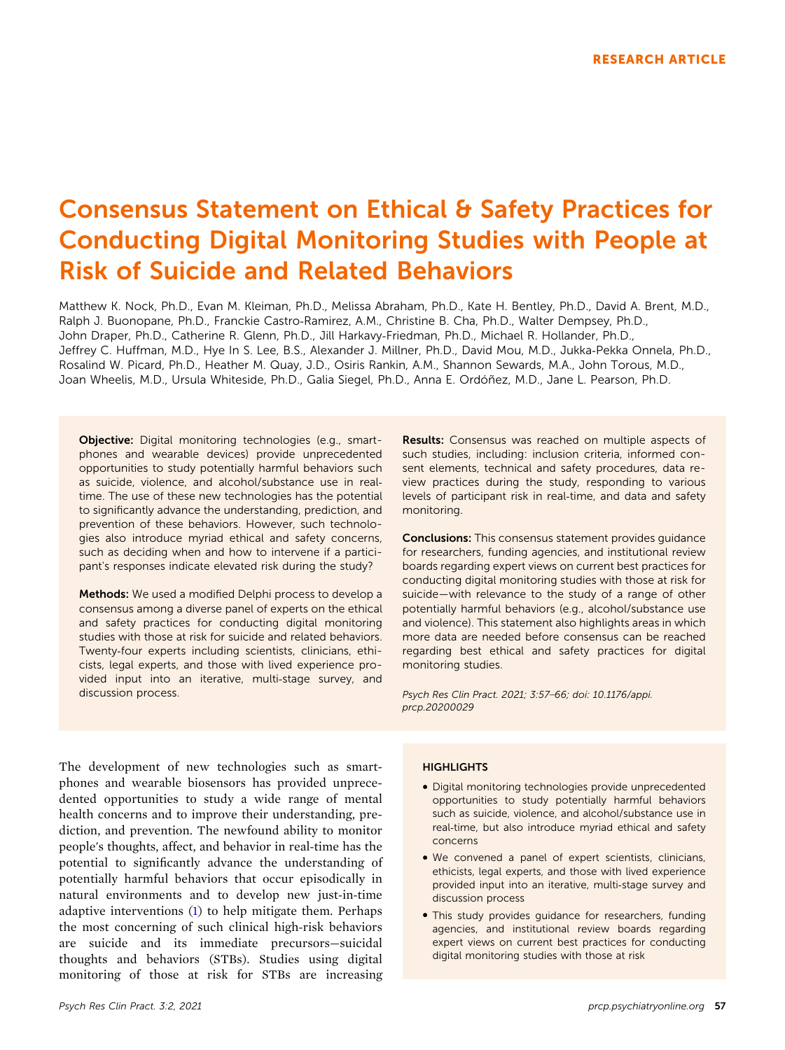RESEARCH ARTICLE

# Consensus Statement on Ethical & Safety Practices for Conducting Digital Monitoring Studies with People at Risk of Suicide and Related Behaviors

Matthew K. Nock, Ph.D., Evan M. Kleiman, Ph.D., Melissa Abraham, Ph.D., Kate H. Bentley, Ph.D., David A. Brent, M.D., Ralph J. Buonopane, Ph.D., Franckie Castro-Ramirez, A.M., Christine B. Cha, Ph.D., Walter Dempsey, Ph.D., John Draper, Ph.D., Catherine R. Glenn, Ph.D., Jill Harkavy-Friedman, Ph.D., Michael R. Hollander, Ph.D., Jeffrey C. Huffman, M.D., Hye In S. Lee, B.S., Alexander J. Millner, Ph.D., David Mou, M.D., Jukka-Pekka Onnela, Ph.D., Rosalind W. Picard, Ph.D., Heather M. Quay, J.D., Osiris Rankin, A.M., Shannon Sewards, M.A., John Torous, M.D., Joan Wheelis, M.D., Ursula Whiteside, Ph.D., Galia Siegel, Ph.D., Anna E. Ordóñez, M.D., Jane L. Pearson, Ph.D.

**Objective:** Digital monitoring technologies (e.g., smartphones and wearable devices) provide unprecedented opportunities to study potentially harmful behaviors such as suicide, violence, and alcohol/substance use in real-time. The use of these new technologies has the potential to significantly advance the understanding, prediction, and prevention of these behaviors. However, such technologies also introduce myriad ethical and safety concerns, such as deciding when and how to intervene if a participant's responses indicate elevated risk during the study?

**Methods:** We used a modified Delphi process to develop a consensus among a diverse panel of experts on the ethical and safety practices for conducting digital monitoring studies with those at risk for suicide and related behaviors. Twenty-four experts including scientists, clinicians, ethicists, legal experts, and those with lived experience provided input into an iterative, multi-stage survey, and discussion process.

**Results:** Consensus was reached on multiple aspects of such studies, including: inclusion criteria, informed consent elements, technical and safety procedures, data review practices during the study, responding to various levels of participant risk in real-time, and data and safety monitoring.

**Conclusions:** This consensus statement provides guidance for researchers, funding agencies, and institutional review boards regarding expert views on current best practices for conducting digital monitoring studies with those at risk for suicide—with relevance to the study of a range of other potentially harmful behaviors (e.g., alcohol/substance use and violence). This statement also highlights areas in which more data are needed before consensus can be reached regarding best ethical and safety practices for digital monitoring studies.

*Psych Res Clin Pract. 2021; 3:57–66; doi: 10.1176/appi.prcp.20200029*

The development of new technologies such as smartphones and wearable biosensors has provided unprecedented opportunities to study a wide range of mental health concerns and to improve their understanding, prediction, and prevention. The newfound ability to monitor people's thoughts, affect, and behavior in real-time has the potential to significantly advance the understanding of potentially harmful behaviors that occur episodically in natural environments and to develop new just-in-time adaptive interventions (1) to help mitigate them. Perhaps the most concerning of such clinical high-risk behaviors are suicide and its immediate precursors—suicidal thoughts and behaviors (STBs). Studies using digital monitoring of those at risk for STBs are increasing

#### HIGHLIGHTS

- Digital monitoring technologies provide unprecedented opportunities to study potentially harmful behaviors such as suicide, violence, and alcohol/substance use in real-time, but also introduce myriad ethical and safety concerns
- We convened a panel of expert scientists, clinicians, ethicists, legal experts, and those with lived experience provided input into an iterative, multi-stage survey and discussion process
- This study provides guidance for researchers, funding agencies, and institutional review boards regarding expert views on current best practices for conducting digital monitoring studies with those at risk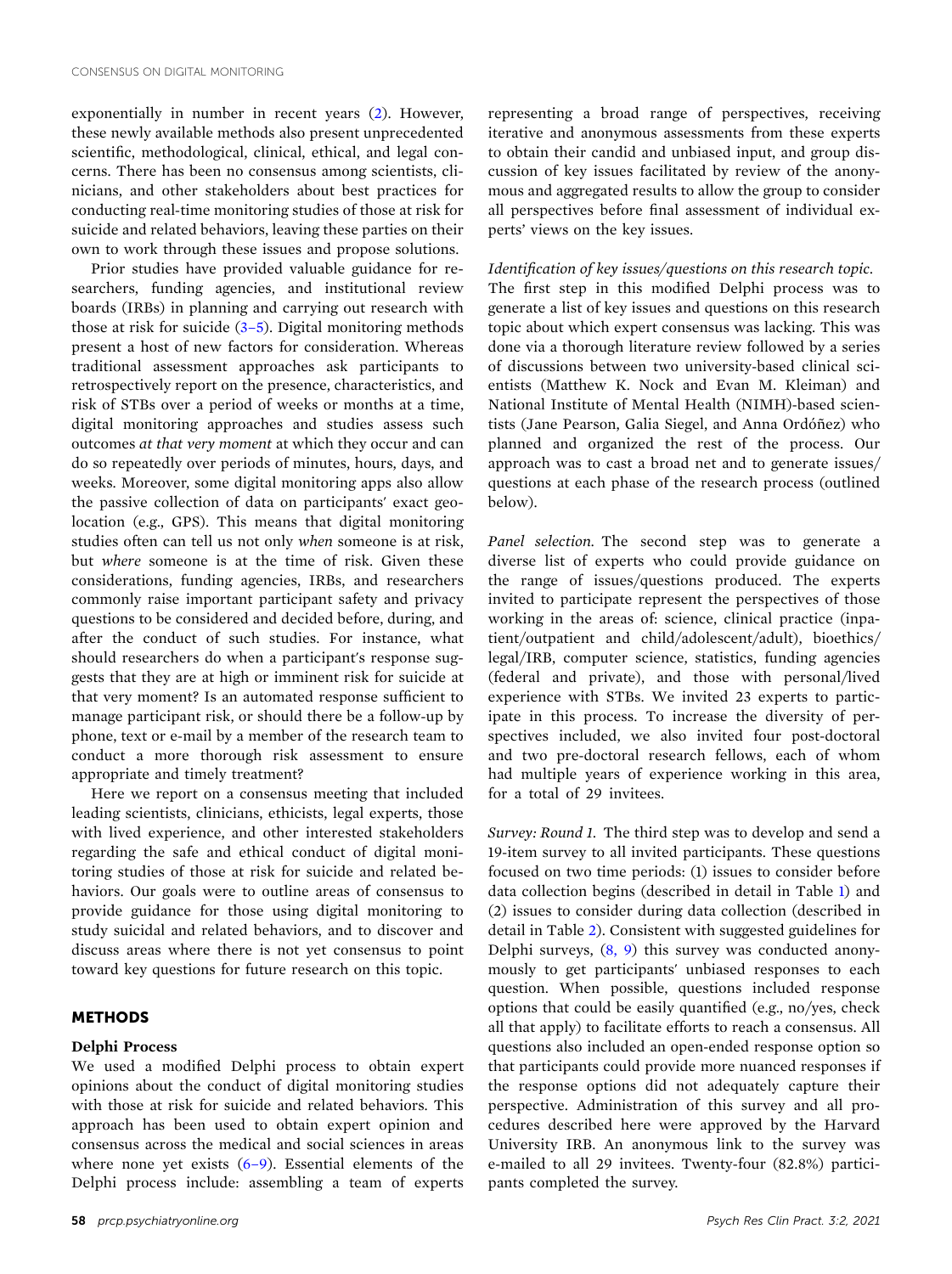exponentially in number in recent years (2). However, these newly available methods also present unprecedented scientific, methodological, clinical, ethical, and legal concerns. There has been no consensus among scientists, clinicians, and other stakeholders about best practices for conducting real-time monitoring studies of those at risk for suicide and related behaviors, leaving these parties on their own to work through these issues and propose solutions.

Prior studies have provided valuable guidance for researchers, funding agencies, and institutional review boards (IRBs) in planning and carrying out research with those at risk for suicide (3–5). Digital monitoring methods present a host of new factors for consideration. Whereas traditional assessment approaches ask participants to retrospectively report on the presence, characteristics, and risk of STBs over a period of weeks or months at a time, digital monitoring approaches and studies assess such outcomes *at that very moment* at which they occur and can do so repeatedly over periods of minutes, hours, days, and weeks. Moreover, some digital monitoring apps also allow the passive collection of data on participants' exact geolocation (e.g., GPS). This means that digital monitoring studies often can tell us not only *when* someone is at risk, but *where* someone is at the time of risk. Given these considerations, funding agencies, IRBs, and researchers commonly raise important participant safety and privacy questions to be considered and decided before, during, and after the conduct of such studies. For instance, what should researchers do when a participant's response suggests that they are at high or imminent risk for suicide at that very moment? Is an automated response sufficient to manage participant risk, or should there be a follow-up by phone, text or e-mail by a member of the research team to conduct a more thorough risk assessment to ensure appropriate and timely treatment?

Here we report on a consensus meeting that included leading scientists, clinicians, ethicists, legal experts, those with lived experience, and other interested stakeholders regarding the safe and ethical conduct of digital monitoring studies of those at risk for suicide and related behaviors. Our goals were to outline areas of consensus to provide guidance for those using digital monitoring to study suicidal and related behaviors, and to discover and discuss areas where there is not yet consensus to point toward key questions for future research on this topic.

## METHODS

### Delphi Process

We used a modified Delphi process to obtain expert opinions about the conduct of digital monitoring studies with those at risk for suicide and related behaviors. This approach has been used to obtain expert opinion and consensus across the medical and social sciences in areas where none yet exists (6–9). Essential elements of the Delphi process include: assembling a team of experts representing a broad range of perspectives, receiving iterative and anonymous assessments from these experts to obtain their candid and unbiased input, and group discussion of key issues facilitated by review of the anonymous and aggregated results to allow the group to consider all perspectives before final assessment of individual experts' views on the key issues.

*Identification of key issues/questions on this research topic.* The first step in this modified Delphi process was to generate a list of key issues and questions on this research topic about which expert consensus was lacking. This was done via a thorough literature review followed by a series of discussions between two university-based clinical scientists (Matthew K. Nock and Evan M. Kleiman) and National Institute of Mental Health (NIMH)-based scientists (Jane Pearson, Galia Siegel, and Anna Ordóñez) who planned and organized the rest of the process. Our approach was to cast a broad net and to generate issues/questions at each phase of the research process (outlined below).

*Panel selection.* The second step was to generate a diverse list of experts who could provide guidance on the range of issues/questions produced. The experts invited to participate represent the perspectives of those working in the areas of: science, clinical practice (inpatient/outpatient and child/adolescent/adult), bioethics/legal/IRB, computer science, statistics, funding agencies (federal and private), and those with personal/lived experience with STBs. We invited 23 experts to participate in this process. To increase the diversity of perspectives included, we also invited four post-doctoral and two pre-doctoral research fellows, each of whom had multiple years of experience working in this area, for a total of 29 invitees.

*Survey: Round 1.* The third step was to develop and send a 19-item survey to all invited participants. These questions focused on two time periods: (1) issues to consider before data collection begins (described in detail in Table 1) and (2) issues to consider during data collection (described in detail in Table 2). Consistent with suggested guidelines for Delphi surveys, (8, 9) this survey was conducted anonymously to get participants' unbiased responses to each question. When possible, questions included response options that could be easily quantified (e.g., no/yes, check all that apply) to facilitate efforts to reach a consensus. All questions also included an open-ended response option so that participants could provide more nuanced responses if the response options did not adequately capture their perspective. Administration of this survey and all procedures described here were approved by the Harvard University IRB. An anonymous link to the survey was e-mailed to all 29 invitees. Twenty-four (82.8%) participants completed the survey.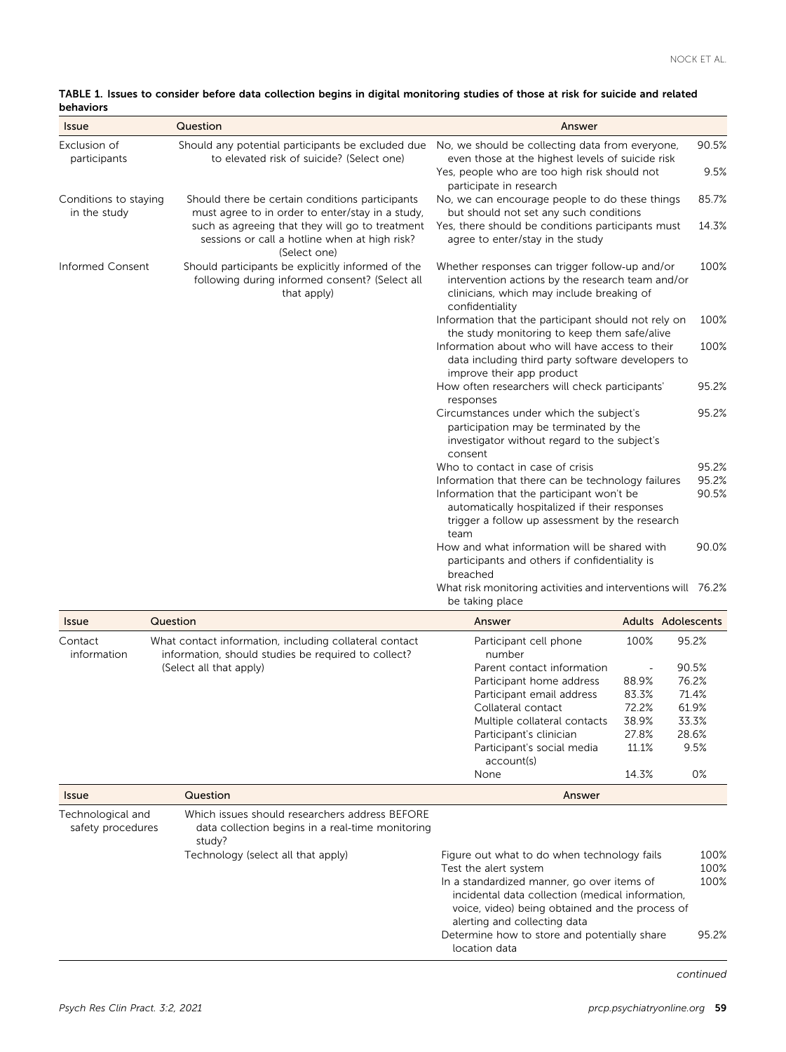**TABLE 1. Issues to consider before data collection begins in digital monitoring studies of those at risk for suicide and related behaviors**

| Issue | Question | Answer | |
|---|---|---|---|
| Exclusion of participants | Should any potential participants be excluded due to elevated risk of suicide? (Select one) | No, we should be collecting data from everyone, even those at the highest levels of suicide risk | 90.5% |
| | | Yes, people who are too high risk should not participate in research | 9.5% |
| Conditions to staying in the study | Should there be certain conditions participants must agree to in order to enter/stay in a study, such as agreeing that they will go to treatment sessions or call a hotline when at high risk? (Select one) | No, we can encourage people to do these things but should not set any such conditions | 85.7% |
| | | Yes, there should be conditions participants must agree to enter/stay in the study | 14.3% |
| Informed Consent | Should participants be explicitly informed of the following during informed consent? (Select all that apply) | Whether responses can trigger follow-up and/or intervention actions by the research team and/or clinicians, which may include breaking of confidentiality | 100% |
| | | Information that the participant should not rely on the study monitoring to keep them safe/alive | 100% |
| | | Information about who will have access to their data including third party software developers to improve their app product | 100% |
| | | How often researchers will check participants' responses | 95.2% |
| | | Circumstances under which the subject's participation may be terminated by the investigator without regard to the subject's consent | 95.2% |
| | | Who to contact in case of crisis | 95.2% |
| | | Information that there can be technology failures | 95.2% |
| | | Information that the participant won't be automatically hospitalized if their responses trigger a follow up assessment by the research team | 90.5% |
| | | How and what information will be shared with participants and others if confidentiality is breached | 90.0% |
| | | What risk monitoring activities and interventions will be taking place | 76.2% |

| Issue | Question | Answer | Adults | Adolescents |
|---|---|---|---|---|
| Contact information | What contact information, including collateral contact information, should studies be required to collect? (Select all that apply) | Participant cell phone number | 100% | 95.2% |
| | | Parent contact information | - | 90.5% |
| | | Participant home address | 88.9% | 76.2% |
| | | Participant email address | 83.3% | 71.4% |
| | | Collateral contact | 72.2% | 61.9% |
| | | Multiple collateral contacts | 38.9% | 33.3% |
| | | Participant's clinician | 27.8% | 28.6% |
| | | Participant's social media account(s) | 11.1% | 9.5% |
| | | None | 14.3% | 0% |

| Issue | Question | Answer | |
|---|---|---|---|
| Technological and safety procedures | Which issues should researchers address BEFORE data collection begins in a real-time monitoring study? | | |
| | Technology (select all that apply) | Figure out what to do when technology fails | 100% |
| | | Test the alert system | 100% |
| | | In a standardized manner, go over items of incidental data collection (medical information, voice, video) being obtained and the process of alerting and collecting data | 100% |
| | | Determine how to store and potentially share location data | 95.2% |

*continued*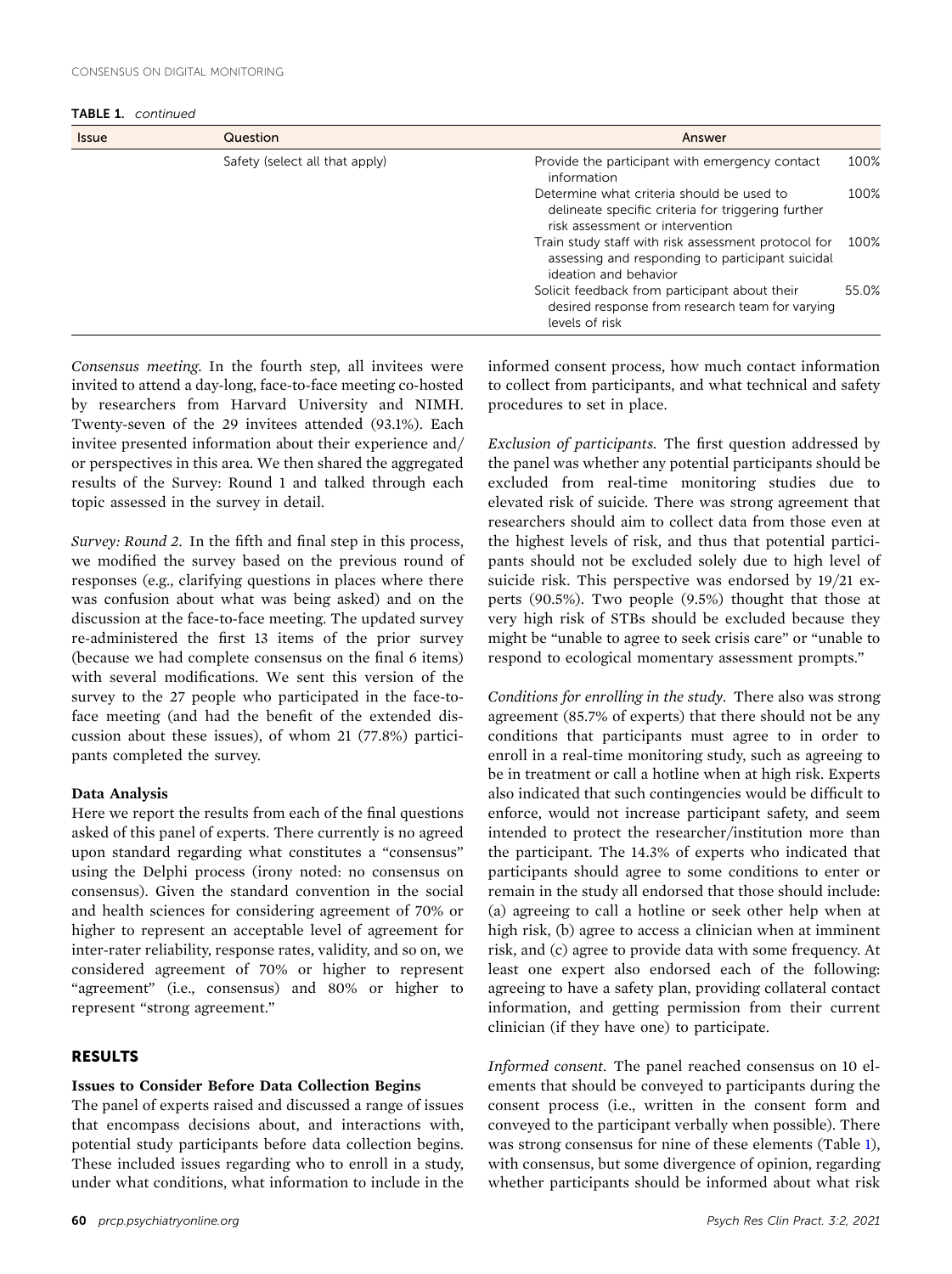**TABLE 1.** *continued*

| Issue | Question | Answer | |
|---|---|---|---|
| | Safety (select all that apply) | Provide the participant with emergency contact information | 100% |
| | | Determine what criteria should be used to delineate specific criteria for triggering further risk assessment or intervention | 100% |
| | | Train study staff with risk assessment protocol for assessing and responding to participant suicidal ideation and behavior | 100% |
| | | Solicit feedback from participant about their desired response from research team for varying levels of risk | 55.0% |

*Consensus meeting.* In the fourth step, all invitees were invited to attend a day-long, face-to-face meeting co-hosted by researchers from Harvard University and NIMH. Twenty-seven of the 29 invitees attended (93.1%). Each invitee presented information about their experience and/or perspectives in this area. We then shared the aggregated results of the Survey: Round 1 and talked through each topic assessed in the survey in detail.

*Survey: Round 2.* In the fifth and final step in this process, we modified the survey based on the previous round of responses (e.g., clarifying questions in places where there was confusion about what was being asked) and on the discussion at the face-to-face meeting. The updated survey re-administered the first 13 items of the prior survey (because we had complete consensus on the final 6 items) with several modifications. We sent this version of the survey to the 27 people who participated in the face-to-face meeting (and had the benefit of the extended discussion about these issues), of whom 21 (77.8%) participants completed the survey.

### Data Analysis

Here we report the results from each of the final questions asked of this panel of experts. There currently is no agreed upon standard regarding what constitutes a "consensus" using the Delphi process (irony noted: no consensus on consensus). Given the standard convention in the social and health sciences for considering agreement of 70% or higher to represent an acceptable level of agreement for inter-rater reliability, response rates, validity, and so on, we considered agreement of 70% or higher to represent "agreement" (i.e., consensus) and 80% or higher to represent "strong agreement."

## RESULTS

### Issues to Consider Before Data Collection Begins

The panel of experts raised and discussed a range of issues that encompass decisions about, and interactions with, potential study participants before data collection begins. These included issues regarding who to enroll in a study, under what conditions, what information to include in the informed consent process, how much contact information to collect from participants, and what technical and safety procedures to set in place.

*Exclusion of participants.* The first question addressed by the panel was whether any potential participants should be excluded from real-time monitoring studies due to elevated risk of suicide. There was strong agreement that researchers should aim to collect data from those even at the highest levels of risk, and thus that potential participants should not be excluded solely due to high level of suicide risk. This perspective was endorsed by 19/21 experts (90.5%). Two people (9.5%) thought that those at very high risk of STBs should be excluded because they might be "unable to agree to seek crisis care" or "unable to respond to ecological momentary assessment prompts."

*Conditions for enrolling in the study.* There also was strong agreement (85.7% of experts) that there should not be any conditions that participants must agree to in order to enroll in a real-time monitoring study, such as agreeing to be in treatment or call a hotline when at high risk. Experts also indicated that such contingencies would be difficult to enforce, would not increase participant safety, and seem intended to protect the researcher/institution more than the participant. The 14.3% of experts who indicated that participants should agree to some conditions to enter or remain in the study all endorsed that those should include: (a) agreeing to call a hotline or seek other help when at high risk, (b) agree to access a clinician when at imminent risk, and (c) agree to provide data with some frequency. At least one expert also endorsed each of the following: agreeing to have a safety plan, providing collateral contact information, and getting permission from their current clinician (if they have one) to participate.

*Informed consent.* The panel reached consensus on 10 elements that should be conveyed to participants during the consent process (i.e., written in the consent form and conveyed to the participant verbally when possible). There was strong consensus for nine of these elements (Table 1), with consensus, but some divergence of opinion, regarding whether participants should be informed about what risk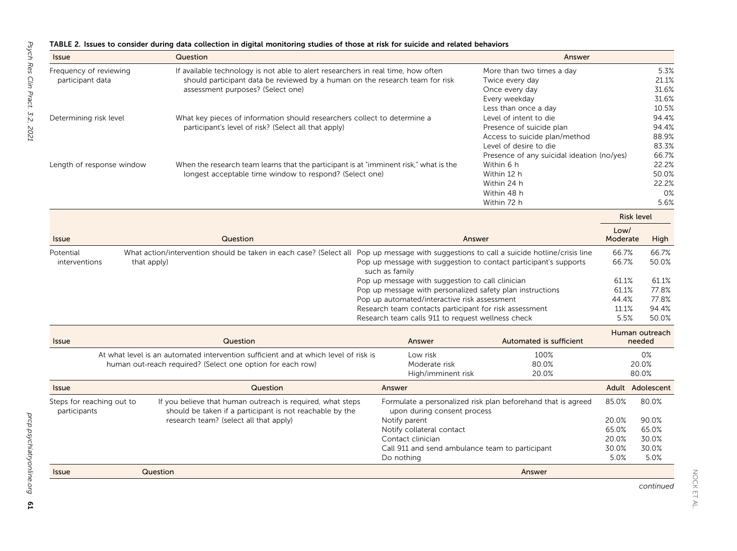**TABLE 2. Issues to consider during data collection in digital monitoring studies of those at risk for suicide and related behaviors**

| Issue | Question | Answer | |
|---|---|---|---|
| Frequency of reviewing participant data | If available technology is not able to alert researchers in real time, how often should participant data be reviewed by a human on the research team for risk assessment purposes? (Select one) | More than two times a day | 5.3% |
| | | Twice every day | 21.1% |
| | | Once every day | 31.6% |
| | | Every weekday | 31.6% |
| | | Less than once a day | 10.5% |
| Determining risk level | What key pieces of information should researchers collect to determine a participant's level of risk? (Select all that apply) | Level of intent to die | 94.4% |
| | | Presence of suicide plan | 94.4% |
| | | Access to suicide plan/method | 88.9% |
| | | Level of desire to die | 83.3% |
| | | Presence of any suicidal ideation (no/yes) | 66.7% |
| Length of response window | When the research team learns that the participant is at "imminent risk," what is the longest acceptable time window to respond? (Select one) | Within 6 h | 22.2% |
| | | Within 12 h | 50.0% |
| | | Within 24 h | 22.2% |
| | | Within 48 h | 0% |
| | | Within 72 h | 5.6% |

| Issue | Question | Answer | Risk level | |
|---|---|---|---|---|
| | | | Low/ Moderate | High |
| Potential interventions | What action/intervention should be taken in each case? (Select all that apply) | Pop up message with suggestions to call a suicide hotline/crisis line | 66.7% | 66.7% |
| | | Pop up message with suggestion to contact participant's supports such as family | 66.7% | 50.0% |
| | | Pop up message with suggestion to call clinician | 61.1% | 61.1% |
| | | Pop up message with personalized safety plan instructions | 61.1% | 77.8% |
| | | Pop up automated/interactive risk assessment | 44.4% | 77.8% |
| | | Research team contacts participant for risk assessment | 11.1% | 94.4% |
| | | Research team calls 911 to request wellness check | 5.5% | 50.0% |

| Issue | Question | Answer | Automated is sufficient | Human outreach needed |
|---|---|---|---|---|
| | At what level is an automated intervention sufficient and at which level of risk is human out-reach required? (Select one option for each row) | Low risk | 100% | 0% |
| | | Moderate risk | 80.0% | 20.0% |
| | | High/imminent risk | 20.0% | 80.0% |

| Issue | Question | Answer | Adult | Adolescent |
|---|---|---|---|---|
| Steps for reaching out to participants | If you believe that human outreach is required, what steps should be taken if a participant is not reachable by the research team? (select all that apply) | Formulate a personalized risk plan beforehand that is agreed upon during consent process | 85.0% | 80.0% |
| | | Notify parent | 20.0% | 90.0% |
| | | Notify collateral contact | 65.0% | 65.0% |
| | | Contact clinician | 20.0% | 30.0% |
| | | Call 911 and send ambulance team to participant | 30.0% | 30.0% |
| | | Do nothing | 5.0% | 5.0% |

| Issue | Question | Answer |
|---|---|---|

*continued*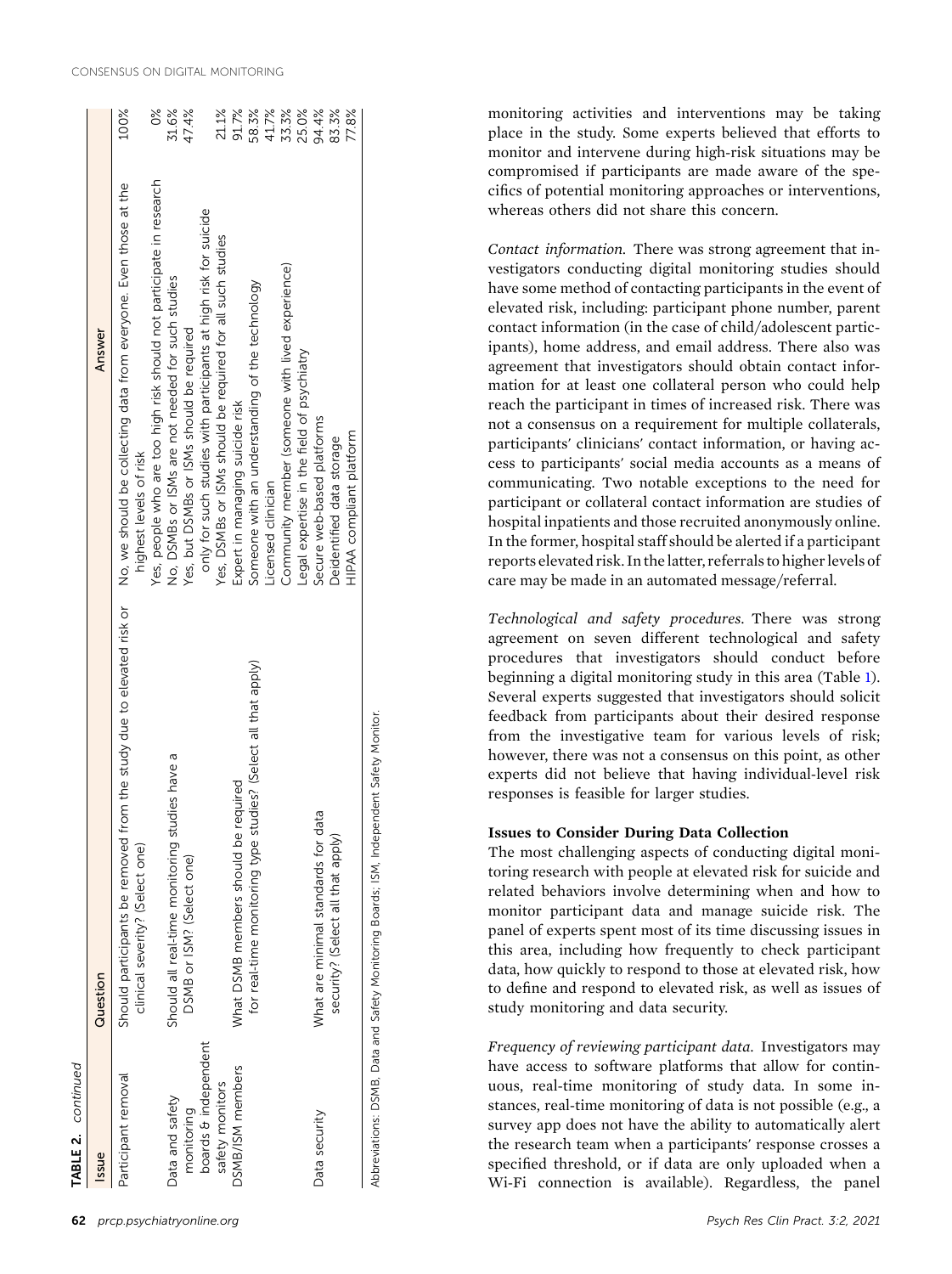**TABLE 2.** *continued*

| Issue | Question | Answer | |
|---|---|---|---|
| Participant removal | Should participants be removed from the study due to elevated risk or clinical severity? (Select one) | No, we should be collecting data from everyone. Even those at the highest levels of risk | 100% |
| | | Yes, people who are too high risk should not participate in research | 0% |
| Data and safety monitoring boards & independent safety monitors | Should all real-time monitoring studies have a DSMB or ISM? (Select one) | No, DSMBs or ISMs are not needed for such studies | 31.6% |
| | | Yes, but DSMBs or ISMs should be required only for such studies with participants at high risk for suicide | 47.4% |
| | | Yes, DSMBs or ISMs should be required for all such studies | 21.1% |
| DSMB/ISM members | What DSMB members should be required for real-time monitoring type studies? (Select all that apply) | Expert in managing suicide risk | 91.7% |
| | | Someone with an understanding of the technology | 58.3% |
| | | Licensed clinician | 41.7% |
| | | Community member (someone with lived experience) | 33.3% |
| | | Legal expertise in the field of psychiatry | 25.0% |
| Data security | What are minimal standards for data security? (Select all that apply) | Secure web-based platforms | 94.4% |
| | | Deidentified data storage | 83.3% |
| | | HIPAA compliant platform | 77.8% |

Abbreviations: DSMB, Data and Safety Monitoring Boards; ISM, Independent Safety Monitor.

monitoring activities and interventions may be taking place in the study. Some experts believed that efforts to monitor and intervene during high-risk situations may be compromised if participants are made aware of the specifics of potential monitoring approaches or interventions, whereas others did not share this concern.

*Contact information.* There was strong agreement that investigators conducting digital monitoring studies should have some method of contacting participants in the event of elevated risk, including: participant phone number, parent contact information (in the case of child/adolescent participants), home address, and email address. There also was agreement that investigators should obtain contact information for at least one collateral person who could help reach the participant in times of increased risk. There was not a consensus on a requirement for multiple collaterals, participants' clinicians' contact information, or having access to participants' social media accounts as a means of communicating. Two notable exceptions to the need for participant or collateral contact information are studies of hospital inpatients and those recruited anonymously online. In the former, hospital staff should be alerted if a participant reports elevated risk. In the latter, referrals to higher levels of care may be made in an automated message/referral.

*Technological and safety procedures.* There was strong agreement on seven different technological and safety procedures that investigators should conduct before beginning a digital monitoring study in this area (Table 1). Several experts suggested that investigators should solicit feedback from participants about their desired response from the investigative team for various levels of risk; however, there was not a consensus on this point, as other experts did not believe that having individual-level risk responses is feasible for larger studies.

### Issues to Consider During Data Collection

The most challenging aspects of conducting digital monitoring research with people at elevated risk for suicide and related behaviors involve determining when and how to monitor participant data and manage suicide risk. The panel of experts spent most of its time discussing issues in this area, including how frequently to check participant data, how quickly to respond to those at elevated risk, how to define and respond to elevated risk, as well as issues of study monitoring and data security.

*Frequency of reviewing participant data.* Investigators may have access to software platforms that allow for continuous, real-time monitoring of study data. In some instances, real-time monitoring of data is not possible (e.g., a survey app does not have the ability to automatically alert the research team when a participants' response crosses a specified threshold, or if data are only uploaded when a Wi-Fi connection is available). Regardless, the panel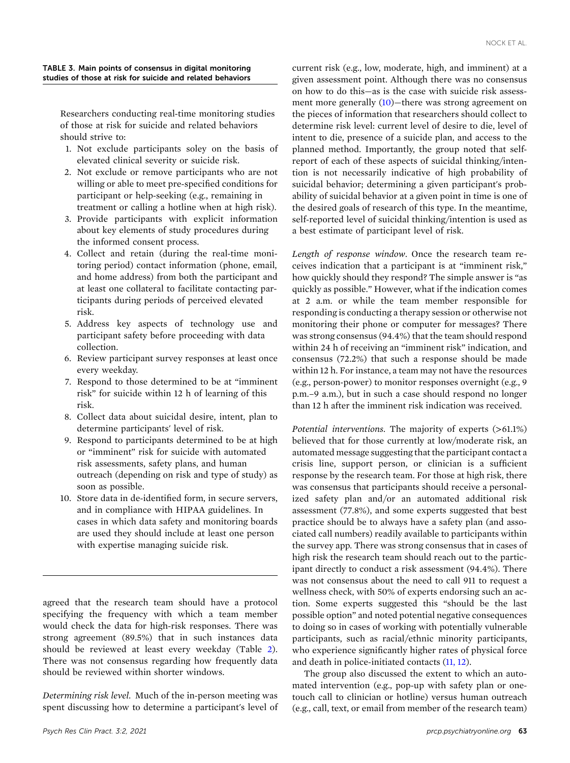**TABLE 3. Main points of consensus in digital monitoring studies of those at risk for suicide and related behaviors**

Researchers conducting real-time monitoring studies of those at risk for suicide and related behaviors should strive to:

1. Not exclude participants soley on the basis of elevated clinical severity or suicide risk.
2. Not exclude or remove participants who are not willing or able to meet pre-specified conditions for participant or help-seeking (e.g., remaining in treatment or calling a hotline when at high risk).
3. Provide participants with explicit information about key elements of study procedures during the informed consent process.
4. Collect and retain (during the real-time monitoring period) contact information (phone, email, and home address) from both the participant and at least one collateral to facilitate contacting participants during periods of perceived elevated risk.
5. Address key aspects of technology use and participant safety before proceeding with data collection.
6. Review participant survey responses at least once every weekday.
7. Respond to those determined to be at "imminent risk" for suicide within 12 h of learning of this risk.
8. Collect data about suicidal desire, intent, plan to determine participants' level of risk.
9. Respond to participants determined to be at high or "imminent" risk for suicide with automated risk assessments, safety plans, and human outreach (depending on risk and type of study) as soon as possible.
10. Store data in de-identified form, in secure servers, and in compliance with HIPAA guidelines. In cases in which data safety and monitoring boards are used they should include at least one person with expertise managing suicide risk.

agreed that the research team should have a protocol specifying the frequency with which a team member would check the data for high-risk responses. There was strong agreement (89.5%) that in such instances data should be reviewed at least every weekday (Table 2). There was not consensus regarding how frequently data should be reviewed within shorter windows.

*Determining risk level.* Much of the in-person meeting was spent discussing how to determine a participant's level of current risk (e.g., low, moderate, high, and imminent) at a given assessment point. Although there was no consensus on how to do this—as is the case with suicide risk assessment more generally (10)—there was strong agreement on the pieces of information that researchers should collect to determine risk level: current level of desire to die, level of intent to die, presence of a suicide plan, and access to the planned method. Importantly, the group noted that self-report of each of these aspects of suicidal thinking/intention is not necessarily indicative of high probability of suicidal behavior; determining a given participant's probability of suicidal behavior at a given point in time is one of the desired goals of research of this type. In the meantime, self-reported level of suicidal thinking/intention is used as a best estimate of participant level of risk.

*Length of response window.* Once the research team receives indication that a participant is at "imminent risk," how quickly should they respond? The simple answer is "as quickly as possible." However, what if the indication comes at 2 a.m. or while the team member responsible for responding is conducting a therapy session or otherwise not monitoring their phone or computer for messages? There was strong consensus (94.4%) that the team should respond within 24 h of receiving an "imminent risk" indication, and consensus (72.2%) that such a response should be made within 12 h. For instance, a team may not have the resources (e.g., person-power) to monitor responses overnight (e.g., 9 p.m.–9 a.m.), but in such a case should respond no longer than 12 h after the imminent risk indication was received.

*Potential interventions.* The majority of experts (>61.1%) believed that for those currently at low/moderate risk, an automated message suggesting that the participant contact a crisis line, support person, or clinician is a sufficient response by the research team. For those at high risk, there was consensus that participants should receive a personalized safety plan and/or an automated additional risk assessment (77.8%), and some experts suggested that best practice should be to always have a safety plan (and associated call numbers) readily available to participants within the survey app. There was strong consensus that in cases of high risk the research team should reach out to the participant directly to conduct a risk assessment (94.4%). There was not consensus about the need to call 911 to request a wellness check, with 50% of experts endorsing such an action. Some experts suggested this "should be the last possible option" and noted potential negative consequences to doing so in cases of working with potentially vulnerable participants, such as racial/ethnic minority participants, who experience significantly higher rates of physical force and death in police-initiated contacts (11, 12).

The group also discussed the extent to which an automated intervention (e.g., pop-up with safety plan or one-touch call to clinician or hotline) versus human outreach (e.g., call, text, or email from member of the research team)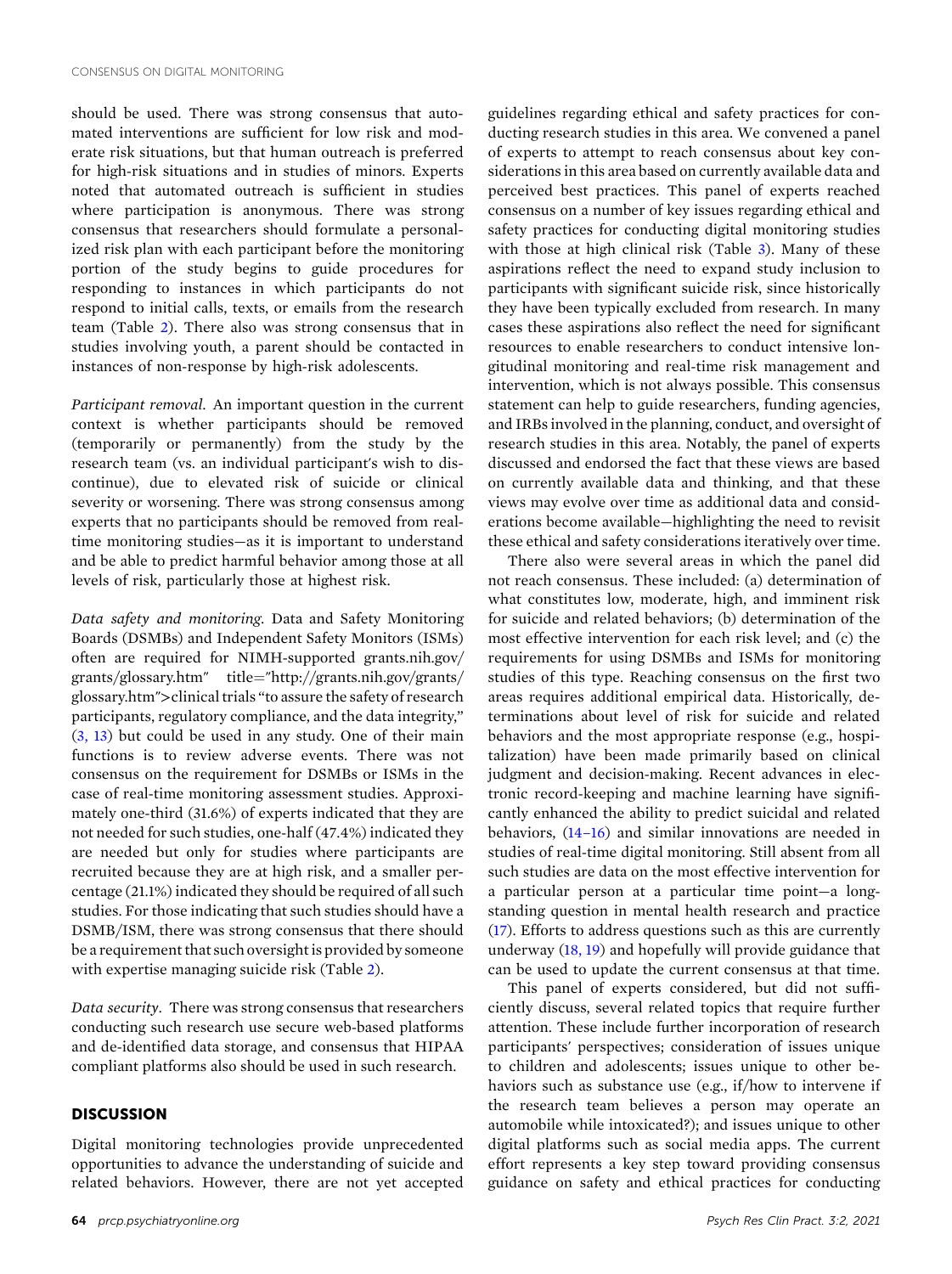should be used. There was strong consensus that automated interventions are sufficient for low risk and moderate risk situations, but that human outreach is preferred for high-risk situations and in studies of minors. Experts noted that automated outreach is sufficient in studies where participation is anonymous. There was strong consensus that researchers should formulate a personalized risk plan with each participant before the monitoring portion of the study begins to guide procedures for responding to instances in which participants do not respond to initial calls, texts, or emails from the research team (Table 2). There also was strong consensus that in studies involving youth, a parent should be contacted in instances of non-response by high-risk adolescents.

*Participant removal.* An important question in the current context is whether participants should be removed (temporarily or permanently) from the study by the research team (vs. an individual participant's wish to discontinue), due to elevated risk of suicide or clinical severity or worsening. There was strong consensus among experts that no participants should be removed from real-time monitoring studies—as it is important to understand and be able to predict harmful behavior among those at all levels of risk, particularly those at highest risk.

*Data safety and monitoring.* Data and Safety Monitoring Boards (DSMBs) and Independent Safety Monitors (ISMs) often are required for NIMH-supported grants.nih.gov/grants/glossary.htm" title="http://grants.nih.gov/grants/glossary.htm">clinical trials "to assure the safety of research participants, regulatory compliance, and the data integrity," (3, 13) but could be used in any study. One of their main functions is to review adverse events. There was not consensus on the requirement for DSMBs or ISMs in the case of real-time monitoring assessment studies. Approximately one-third (31.6%) of experts indicated that they are not needed for such studies, one-half (47.4%) indicated they are needed but only for studies where participants are recruited because they are at high risk, and a smaller percentage (21.1%) indicated they should be required of all such studies. For those indicating that such studies should have a DSMB/ISM, there was strong consensus that there should be a requirement that such oversight is provided by someone with expertise managing suicide risk (Table 2).

*Data security.* There was strong consensus that researchers conducting such research use secure web-based platforms and de-identified data storage, and consensus that HIPAA compliant platforms also should be used in such research.

## DISCUSSION

Digital monitoring technologies provide unprecedented opportunities to advance the understanding of suicide and related behaviors. However, there are not yet accepted guidelines regarding ethical and safety practices for conducting research studies in this area. We convened a panel of experts to attempt to reach consensus about key considerations in this area based on currently available data and perceived best practices. This panel of experts reached consensus on a number of key issues regarding ethical and safety practices for conducting digital monitoring studies with those at high clinical risk (Table 3). Many of these aspirations reflect the need to expand study inclusion to participants with significant suicide risk, since historically they have been typically excluded from research. In many cases these aspirations also reflect the need for significant resources to enable researchers to conduct intensive longitudinal monitoring and real-time risk management and intervention, which is not always possible. This consensus statement can help to guide researchers, funding agencies, and IRBs involved in the planning, conduct, and oversight of research studies in this area. Notably, the panel of experts discussed and endorsed the fact that these views are based on currently available data and thinking, and that these views may evolve over time as additional data and considerations become available—highlighting the need to revisit these ethical and safety considerations iteratively over time.

There also were several areas in which the panel did not reach consensus. These included: (a) determination of what constitutes low, moderate, high, and imminent risk for suicide and related behaviors; (b) determination of the most effective intervention for each risk level; and (c) the requirements for using DSMBs and ISMs for monitoring studies of this type. Reaching consensus on the first two areas requires additional empirical data. Historically, determinations about level of risk for suicide and related behaviors and the most appropriate response (e.g., hospitalization) have been made primarily based on clinical judgment and decision-making. Recent advances in electronic record-keeping and machine learning have significantly enhanced the ability to predict suicidal and related behaviors, (14–16) and similar innovations are needed in studies of real-time digital monitoring. Still absent from all such studies are data on the most effective intervention for a particular person at a particular time point—a longstanding question in mental health research and practice (17). Efforts to address questions such as this are currently underway (18, 19) and hopefully will provide guidance that can be used to update the current consensus at that time.

This panel of experts considered, but did not sufficiently discuss, several related topics that require further attention. These include further incorporation of research participants' perspectives; consideration of issues unique to children and adolescents; issues unique to other behaviors such as substance use (e.g., if/how to intervene if the research team believes a person may operate an automobile while intoxicated?); and issues unique to other digital platforms such as social media apps. The current effort represents a key step toward providing consensus guidance on safety and ethical practices for conducting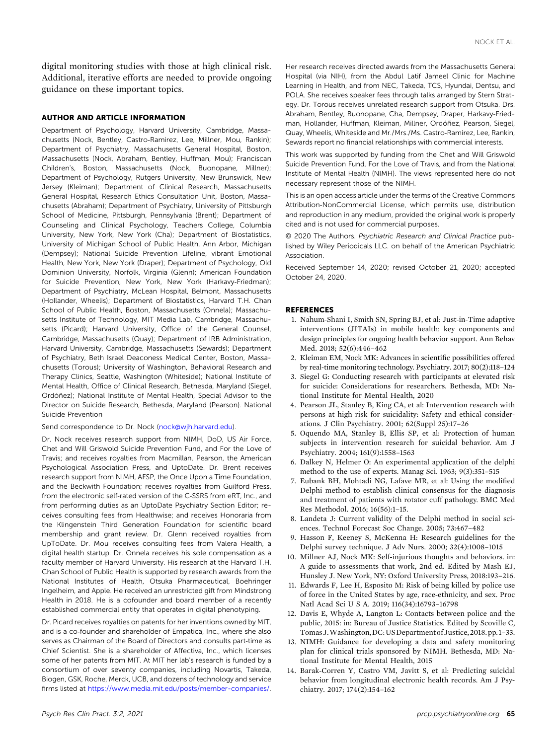digital monitoring studies with those at high clinical risk. Additional, iterative efforts are needed to provide ongoing guidance on these important topics.

## AUTHOR AND ARTICLE INFORMATION

Department of Psychology, Harvard University, Cambridge, Massachusetts (Nock, Bentley, Castro-Ramirez, Lee, Millner, Mou, Rankin); Department of Psychiatry, Massachusetts General Hospital, Boston, Massachusetts (Nock, Abraham, Bentley, Huffman, Mou); Franciscan Children's, Boston, Massachusetts (Nock, Buonopane, Millner); Department of Psychology, Rutgers University, New Brunswick, New Jersey (Kleiman); Department of Clinical Research, Massachusetts General Hospital, Research Ethics Consultation Unit, Boston, Massachusetts (Abraham); Department of Psychiatry, University of Pittsburgh School of Medicine, Pittsburgh, Pennsylvania (Brent); Department of Counseling and Clinical Psychology, Teachers College, Columbia University, New York, New York (Cha); Department of Biostatistics, University of Michigan School of Public Health, Ann Arbor, Michigan (Dempsey); National Suicide Prevention Lifeline, vibrant Emotional Health, New York, New York (Draper); Department of Psychology, Old Dominion University, Norfolk, Virginia (Glenn); American Foundation for Suicide Prevention, New York, New York (Harkavy-Friedman); Department of Psychiatry, McLean Hospital, Belmont, Massachusetts (Hollander, Wheelis); Department of Biostatistics, Harvard T.H. Chan School of Public Health, Boston, Massachusetts (Onnela); Massachusetts Institute of Technology, MIT Media Lab, Cambridge, Massachusetts (Picard); Harvard University, Office of the General Counsel, Cambridge, Massachusetts (Quay); Department of IRB Administration, Harvard University, Cambridge, Massachusetts (Sewards); Department of Psychiatry, Beth Israel Deaconess Medical Center, Boston, Massachusetts (Torous); University of Washington, Behavioral Research and Therapy Clinics, Seattle, Washington (Whiteside); National Institute of Mental Health, Office of Clinical Research, Bethesda, Maryland (Siegel, Ordóñez); National Institute of Mental Health, Special Advisor to the Director on Suicide Research, Bethesda, Maryland (Pearson). National Suicide Prevention

Send correspondence to Dr. Nock (nock@wjh.harvard.edu).

Dr. Nock receives research support from NIMH, DoD, US Air Force, Chet and Will Griswold Suicide Prevention Fund, and For the Love of Travis; and receives royalties from Macmillan, Pearson, the American Psychological Association Press, and UptoDate. Dr. Brent receives research support from NIMH, AFSP, the Once Upon a Time Foundation, and the Beckwith Foundation; receives royalties from Guilford Press, from the electronic self-rated version of the C-SSRS from eRT, Inc., and from performing duties as an UptoDate Psychiatry Section Editor; receives consulting fees from Healthwise; and receives Honoraria from the Klingenstein Third Generation Foundation for scientific board membership and grant review. Dr. Glenn received royalties from UpToDate. Dr. Mou receives consulting fees from Valera Health, a digital health startup. Dr. Onnela receives his sole compensation as a faculty member of Harvard University. His research at the Harvard T.H. Chan School of Public Health is supported by research awards from the National Institutes of Health, Otsuka Pharmaceutical, Boehringer Ingelheim, and Apple. He received an unrestricted gift from Mindstrong Health in 2018. He is a cofounder and board member of a recently established commercial entity that operates in digital phenotyping.

Dr. Picard receives royalties on patents for her inventions owned by MIT, and is a co-founder and shareholder of Empatica, Inc., where she also serves as Chairman of the Board of Directors and consults part-time as Chief Scientist. She is a shareholder of Affectiva, Inc., which licenses some of her patents from MIT. At MIT her lab's research is funded by a consortium of over seventy companies, including Novartis, Takeda, Biogen, GSK, Roche, Merck, UCB, and dozens of technology and service firms listed at https://www.media.mit.edu/posts/member-companies/. Her research receives directed awards from the Massachusetts General Hospital (via NIH), from the Abdul Latif Jameel Clinic for Machine Learning in Health, and from NEC, Takeda, TCS, Hyundai, Dentsu, and POLA. She receives speaker fees through talks arranged by Stern Strategy. Dr. Torous receives unrelated research support from Otsuka. Drs. Abraham, Bentley, Buonopane, Cha, Dempsey, Draper, Harkavy-Friedman, Hollander, Huffman, Kleiman, Millner, Ordóñez, Pearson, Siegel, Quay, Wheelis, Whiteside and Mr./Mrs./Ms. Castro-Ramirez, Lee, Rankin, Sewards report no financial relationships with commercial interests.

This work was supported by funding from the Chet and Will Griswold Suicide Prevention Fund, For the Love of Travis, and from the National Institute of Mental Health (NIMH). The views represented here do not necessary represent those of the NIMH.

This is an open access article under the terms of the Creative Commons Attribution-NonCommercial License, which permits use, distribution and reproduction in any medium, provided the original work is properly cited and is not used for commercial purposes.

© 2020 The Authors. *Psychiatric Research and Clinical Practice* published by Wiley Periodicals LLC. on behalf of the American Psychiatric Association.

Received September 14, 2020; revised October 21, 2020; accepted October 24, 2020.

## REFERENCES

1. Nahum-Shani I, Smith SN, Spring BJ, et al: Just-in-Time adaptive interventions (JITAIs) in mobile health: key components and design principles for ongoing health behavior support. Ann Behav Med. 2018; 52(6):446–462
2. Kleiman EM, Nock MK: Advances in scientific possibilities offered by real-time monitoring technology. Psychiatry. 2017; 80(2):118–124
3. Siegel G: Conducting research with participants at elevated risk for suicide: Considerations for researchers. Bethesda, MD: National Institute for Mental Health, 2020
4. Pearson JL, Stanley B, King CA, et al: Intervention research with persons at high risk for suicidality: Safety and ethical considerations. J Clin Psychiatry. 2001; 62(Suppl 25):17–26
5. Oquendo MA, Stanley B, Ellis SP, et al: Protection of human subjects in intervention research for suicidal behavior. Am J Psychiatry. 2004; 161(9):1558–1563
6. Dalkey N, Helmer O: An experimental application of the delphi method to the use of experts. Manag Sci. 1963; 9(3):351–515
7. Eubank BH, Mohtadi NG, Lafave MR, et al: Using the modified Delphi method to establish clinical consensus for the diagnosis and treatment of patients with rotator cuff pathology. BMC Med Res Methodol. 2016; 16(56):1–15.
8. Landeta J: Current validity of the Delphi method in social sciences. Technol Forecast Soc Change. 2005; 73:467–482
9. Hasson F, Keeney S, McKenna H: Research guidelines for the Delphi survey technique. J Adv Nurs. 2000; 32(4):1008–1015
10. Millner AJ, Nock MK: Self-injurious thoughts and behaviors. in: A guide to assessments that work, 2nd ed. Edited by Mash EJ, Hunsley J. New York, NY: Oxford University Press, 2018:193–216.
11. Edwards F, Lee H, Esposito M: Risk of being killed by police use of force in the United States by age, race-ethnicity, and sex. Proc Natl Acad Sci U S A. 2019; 116(34):16793–16798
12. Davis E, Whyde A, Langton L: Contacts between police and the public, 2015: in: Bureau of Justice Statistics. Edited by Scoville C, Tomas J. Washington, DC: US Department of Justice, 2018. pp. 1–33.
13. NIMH: Guidance for developing a data and safety monitoring plan for clinical trials sponsored by NIMH. Bethesda, MD: National Institute for Mental Health, 2015
14. Barak-Corren Y, Castro VM, Javitt S, et al: Predicting suicidal behavior from longitudinal electronic health records. Am J Psychiatry. 2017; 174(2):154–162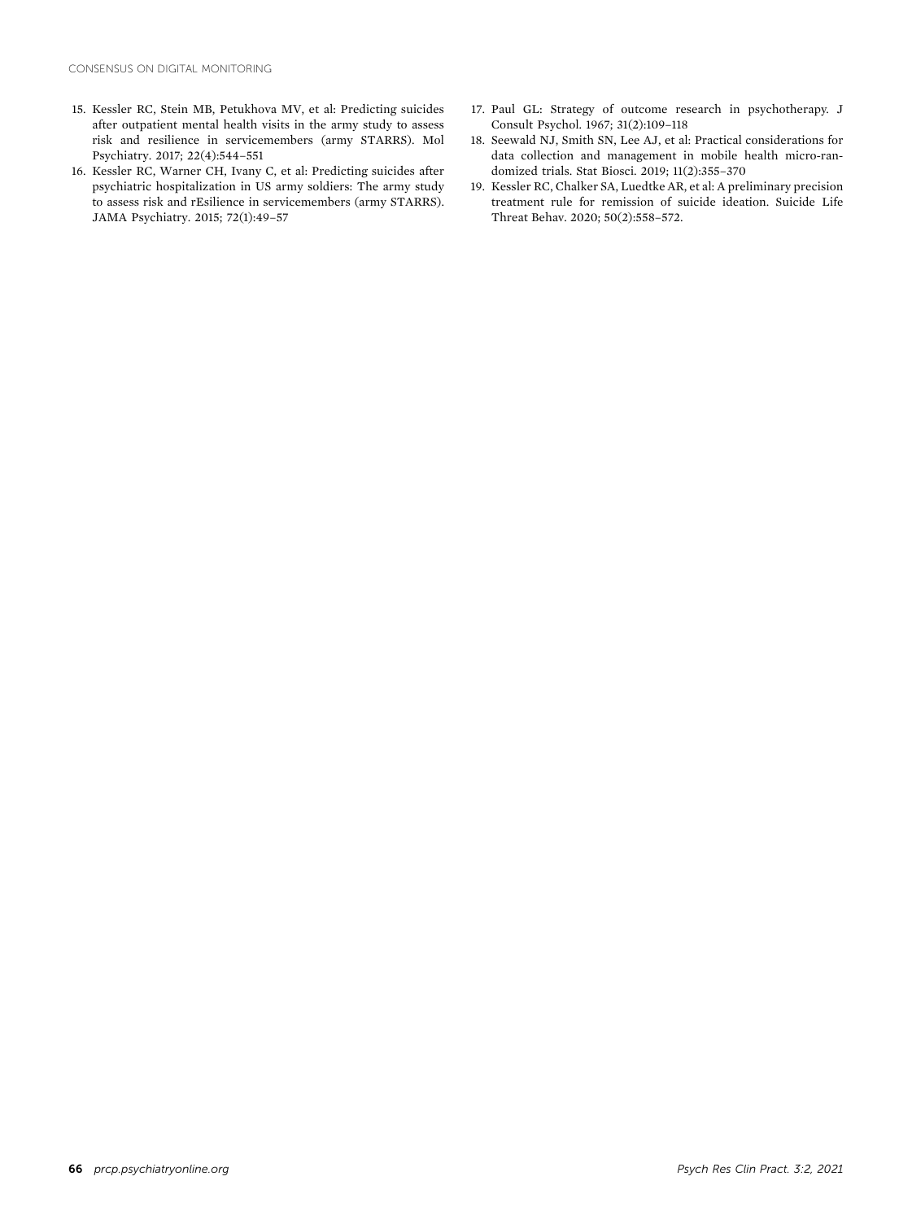15. Kessler RC, Stein MB, Petukhova MV, et al: Predicting suicides after outpatient mental health visits in the army study to assess risk and resilience in servicemembers (army STARRS). Mol Psychiatry. 2017; 22(4):544–551
16. Kessler RC, Warner CH, Ivany C, et al: Predicting suicides after psychiatric hospitalization in US army soldiers: The army study to assess risk and rEsilience in servicemembers (army STARRS). JAMA Psychiatry. 2015; 72(1):49–57
17. Paul GL: Strategy of outcome research in psychotherapy. J Consult Psychol. 1967; 31(2):109–118
18. Seewald NJ, Smith SN, Lee AJ, et al: Practical considerations for data collection and management in mobile health micro-randomized trials. Stat Biosci. 2019; 11(2):355–370
19. Kessler RC, Chalker SA, Luedtke AR, et al: A preliminary precision treatment rule for remission of suicide ideation. Suicide Life Threat Behav. 2020; 50(2):558–572.